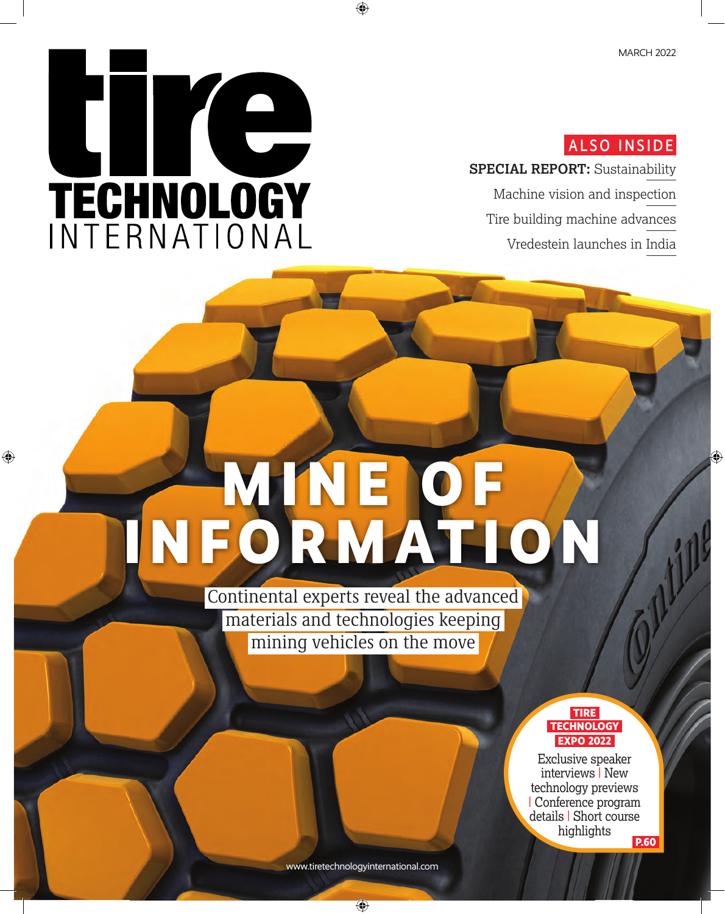MARCH 2022

# tire TECHNOLOGY INTERNATIONAL

**ALSO INSIDE**

**SPECIAL REPORT:** Sustainability

Machine vision and inspection

Tire building machine advances

Vredestein launches in India

# MINE OF INFORMATION

Continental experts reveal the advanced materials and technologies keeping mining vehicles on the move

**TIRE TECHNOLOGY EXPO 2022**

Exclusive speaker interviews | New technology previews | Conference program details | Short course highlights

**P.60**

www.tiretechnologyinternational.com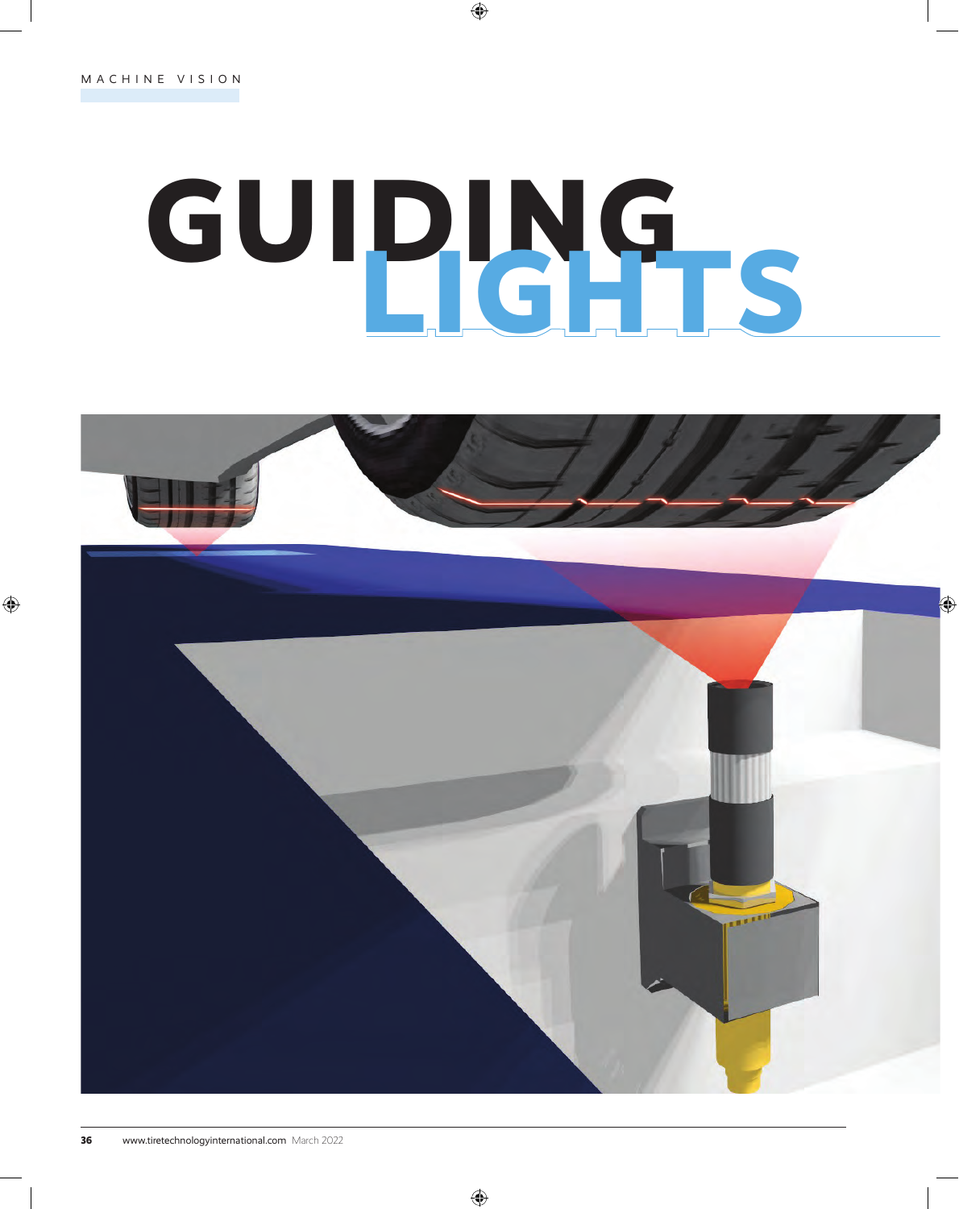# GUIDING LIGHTS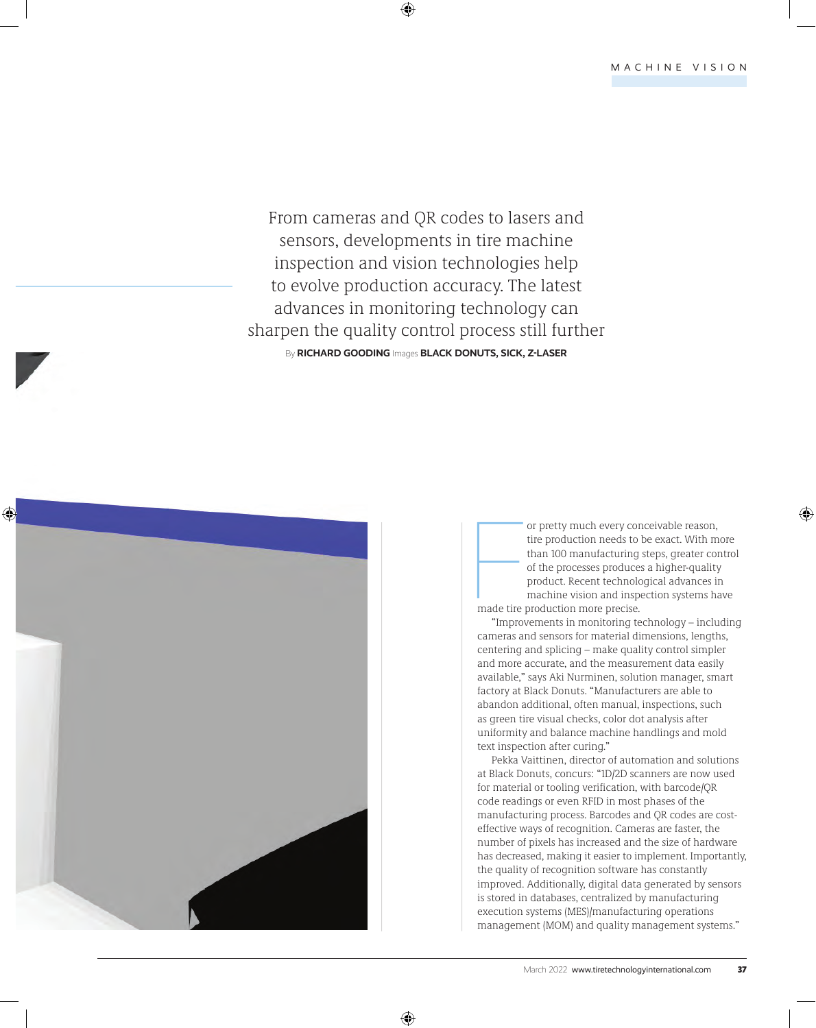From cameras and QR codes to lasers and sensors, developments in tire machine inspection and vision technologies help to evolve production accuracy. The latest advances in monitoring technology can sharpen the quality control process still further

By **RICHARD GOODING** Images **BLACK DONUTS, SICK, Z-LASER**

For pretty much every conceivable reason, tire production needs to be exact. With more than 100 manufacturing steps, greater control of the processes produces a higher-quality product. Recent technological advances in machine vision and inspection systems have made tire production more precise.

"Improvements in monitoring technology – including cameras and sensors for material dimensions, lengths, centering and splicing – make quality control simpler and more accurate, and the measurement data easily available," says Aki Nurminen, solution manager, smart factory at Black Donuts. "Manufacturers are able to abandon additional, often manual, inspections, such as green tire visual checks, color dot analysis after uniformity and balance machine handlings and mold text inspection after curing."

Pekka Vaittinen, director of automation and solutions at Black Donuts, concurs: "1D/2D scanners are now used for material or tooling verification, with barcode/QR code readings or even RFID in most phases of the manufacturing process. Barcodes and QR codes are cost-effective ways of recognition. Cameras are faster, the number of pixels has increased and the size of hardware has decreased, making it easier to implement. Importantly, the quality of recognition software has constantly improved. Additionally, digital data generated by sensors is stored in databases, centralized by manufacturing execution systems (MES)/manufacturing operations management (MOM) and quality management systems."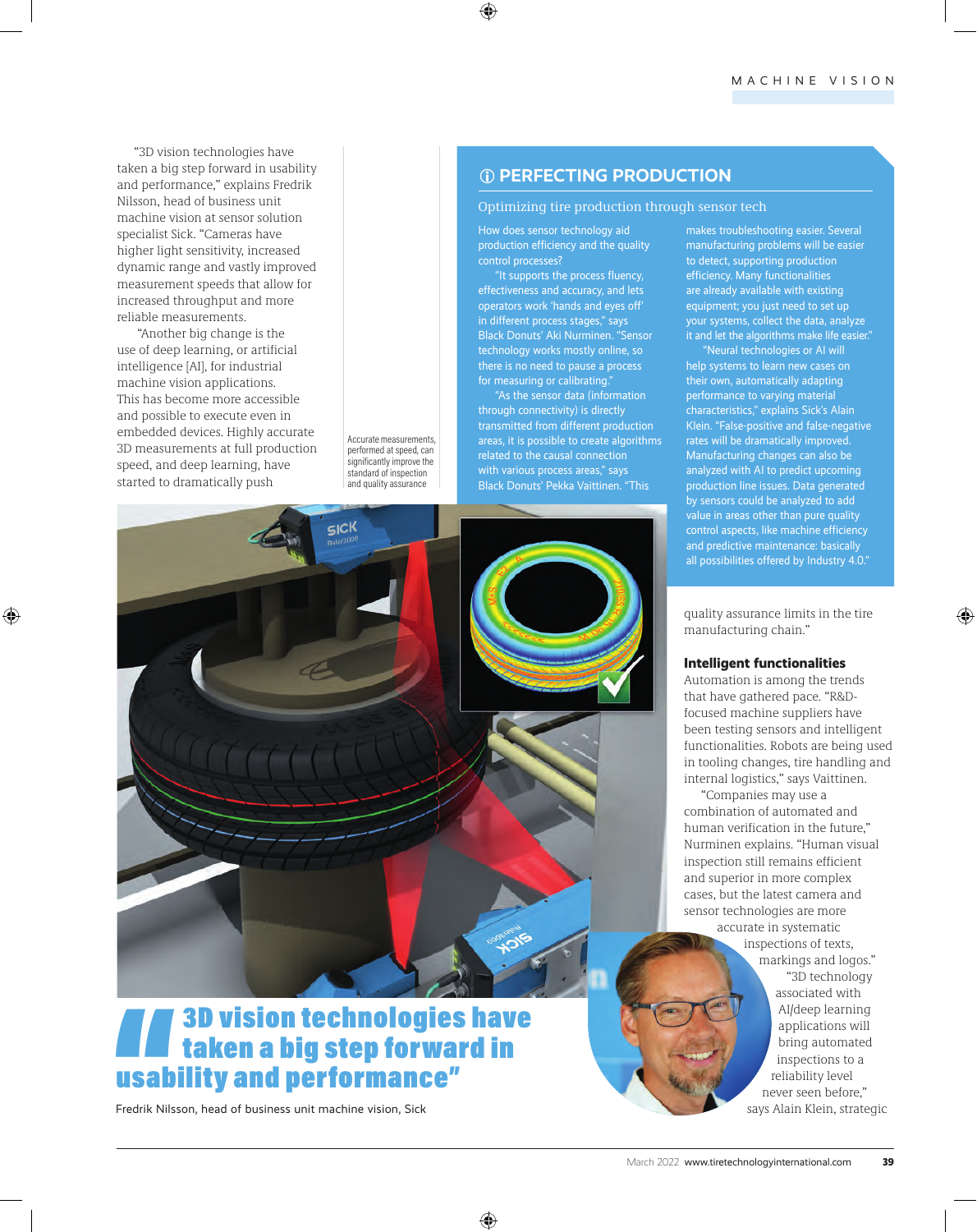"3D vision technologies have taken a big step forward in usability and performance," explains Fredrik Nilsson, head of business unit machine vision at sensor solution specialist Sick. "Cameras have higher light sensitivity, increased dynamic range and vastly improved measurement speeds that allow for increased throughput and more reliable measurements.

"Another big change is the use of deep learning, or artificial intelligence [AI], for industrial machine vision applications. This has become more accessible and possible to execute even in embedded devices. Highly accurate 3D measurements at full production speed, and deep learning, have started to dramatically push quality assurance limits in the tire manufacturing chain."

Accurate measurements, performed at speed, can significantly improve the standard of inspection and quality assurance

## ⓘ PERFECTING PRODUCTION

### Optimizing tire production through sensor tech

How does sensor technology aid production efficiency and the quality control processes?

"It supports the process fluency, effectiveness and accuracy, and lets operators work 'hands and eyes off' in different process stages," says Black Donuts' Aki Nurminen. "Sensor technology works mostly online, so there is no need to pause a process for measuring or calibrating."

"As the sensor data (information through connectivity) is directly transmitted from different production areas, it is possible to create algorithms related to the causal connection with various process areas," says Black Donuts' Pekka Vaittinen. "This makes troubleshooting easier. Several manufacturing problems will be easier to detect, supporting production efficiency. Many functionalities are already available with existing equipment; you just need to set up your systems, collect the data, analyze it and let the algorithms make life easier."

"Neural technologies or AI will help systems to learn new cases on their own, automatically adapting performance to varying material characteristics," explains Sick's Alain Klein. "False-positive and false-negative rates will be dramatically improved. Manufacturing changes can also be analyzed with AI to predict upcoming production line issues. Data generated by sensors could be analyzed to add value in areas other than pure quality control aspects, like machine efficiency and predictive maintenance: basically all possibilities offered by Industry 4.0."

> **"3D vision technologies have taken a big step forward in usability and performance"**
>
> Fredrik Nilsson, head of business unit machine vision, Sick

### Intelligent functionalities

Automation is among the trends that have gathered pace. "R&D-focused machine suppliers have been testing sensors and intelligent functionalities. Robots are being used in tooling changes, tire handling and internal logistics," says Vaittinen.

"Companies may use a combination of automated and human verification in the future," Nurminen explains. "Human visual inspection still remains efficient and superior in more complex cases, but the latest camera and sensor technologies are more accurate in systematic inspections of texts, markings and logos."

"3D technology associated with AI/deep learning applications will bring automated inspections to a reliability level never seen before," says Alain Klein, strategic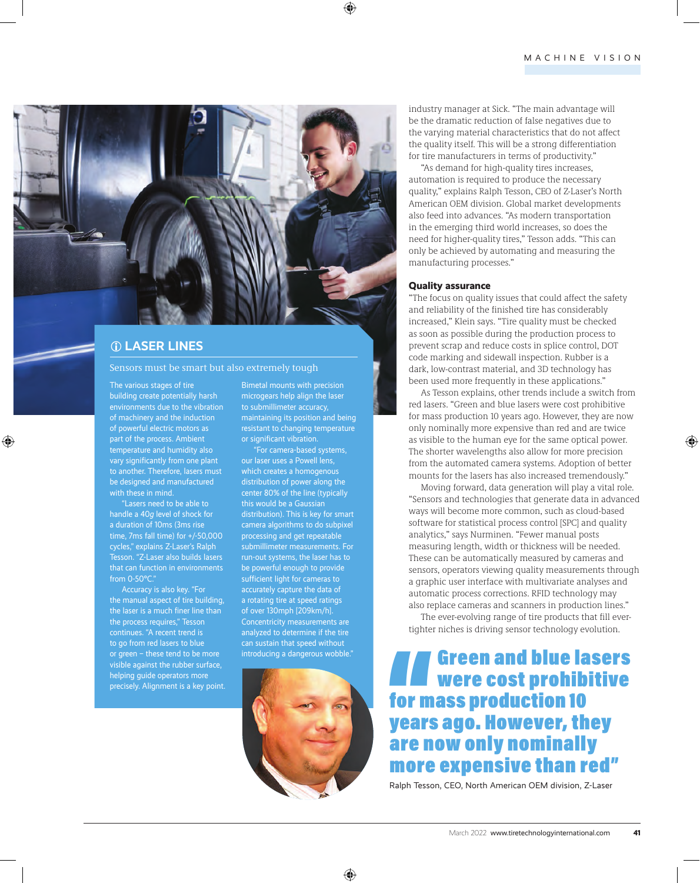industry manager at Sick. "The main advantage will be the dramatic reduction of false negatives due to the varying material characteristics that do not affect the quality itself. This will be a strong differentiation for tire manufacturers in terms of productivity."

"As demand for high-quality tires increases, automation is required to produce the necessary quality," explains Ralph Tesson, CEO of Z-Laser's North American OEM division. Global market developments also feed into advances. "As modern transportation in the emerging third world increases, so does the need for higher-quality tires," Tesson adds. "This can only be achieved by automating and measuring the manufacturing processes."

### Quality assurance

"The focus on quality issues that could affect the safety and reliability of the finished tire has considerably increased," Klein says. "Tire quality must be checked as soon as possible during the production process to prevent scrap and reduce costs in splice control, DOT code marking and sidewall inspection. Rubber is a dark, low-contrast material, and 3D technology has been used more frequently in these applications."

As Tesson explains, other trends include a switch from red lasers. "Green and blue lasers were cost prohibitive for mass production 10 years ago. However, they are now only nominally more expensive than red and are twice as visible to the human eye for the same optical power. The shorter wavelengths also allow for more precision from the automated camera systems. Adoption of better mounts for the lasers has also increased tremendously."

Moving forward, data generation will play a vital role. "Sensors and technologies that generate data in advanced ways will become more common, such as cloud-based software for statistical process control [SPC] and quality analytics," says Nurminen. "Fewer manual posts measuring length, width or thickness will be needed. These can be automatically measured by cameras and sensors, operators viewing quality measurements through a graphic user interface with multivariate analyses and automatic process corrections. RFID technology may also replace cameras and scanners in production lines."

The ever-evolving range of tire products that fill ever-tighter niches is driving sensor technology evolution.

## LASER LINES

Sensors must be smart but also extremely tough

The various stages of tire building create potentially harsh environments due to the vibration of machinery and the induction of powerful electric motors as part of the process. Ambient temperature and humidity also vary significantly from one plant to another. Therefore, lasers must be designed and manufactured with these in mind.

"Lasers need to be able to handle a 40g level of shock for a duration of 10ms (3ms rise time, 7ms fall time) for +/-50,000 cycles," explains Z-Laser's Ralph Tesson. "Z-Laser also builds lasers that can function in environments from 0-50°C."

Accuracy is also key. "For the manual aspect of tire building, the laser is a much finer line than the process requires," Tesson continues. "A recent trend is to go from red lasers to blue or green – these tend to be more visible against the rubber surface, helping guide operators more precisely. Alignment is a key point. Bimetal mounts with precision microgears help align the laser to submillimeter accuracy, maintaining its position and being resistant to changing temperature or significant vibration.

"For camera-based systems, our laser uses a Powell lens, which creates a homogenous distribution of power along the center 80% of the line (typically this would be a Gaussian distribution). This is key for smart camera algorithms to do subpixel processing and get repeatable submillimeter measurements. For run-out systems, the laser has to be powerful enough to provide sufficient light for cameras to accurately capture the data of a rotating tire at speed ratings of over 130mph [209km/h]. Concentricity measurements are analyzed to determine if the tire can sustain that speed without introducing a dangerous wobble."

> "Green and blue lasers were cost prohibitive for mass production 10 years ago. However, they are now only nominally more expensive than red"

Ralph Tesson, CEO, North American OEM division, Z-Laser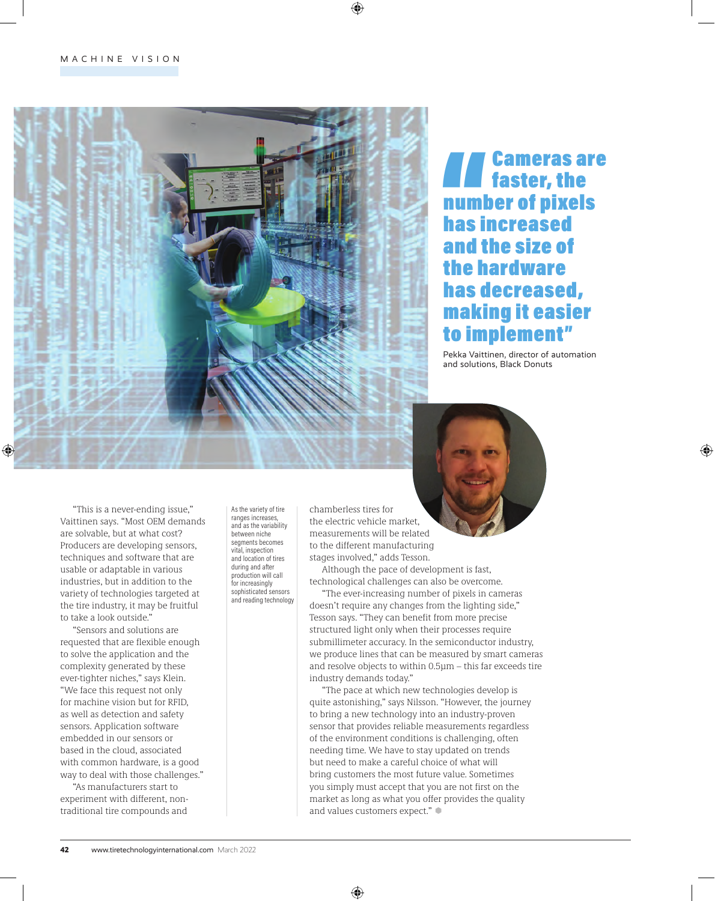> **"Cameras are faster, the number of pixels has increased and the size of the hardware has decreased, making it easier to implement"**
>
> Pekka Vaittinen, director of automation and solutions, Black Donuts

As the variety of tire ranges increases, and as the variability between niche segments becomes vital, inspection and location of tires during and after production will call for increasingly sophisticated sensors and reading technology

"This is a never-ending issue," Vaittinen says. "Most OEM demands are solvable, but at what cost? Producers are developing sensors, techniques and software that are usable or adaptable in various industries, but in addition to the variety of technologies targeted at the tire industry, it may be fruitful to take a look outside."

"Sensors and solutions are requested that are flexible enough to solve the application and the complexity generated by these ever-tighter niches," says Klein. "We face this request not only for machine vision but for RFID, as well as detection and safety sensors. Application software embedded in our sensors or based in the cloud, associated with common hardware, is a good way to deal with those challenges."

"As manufacturers start to experiment with different, non-traditional tire compounds and chamberless tires for the electric vehicle market, measurements will be related to the different manufacturing stages involved," adds Tesson.

Although the pace of development is fast, technological challenges can also be overcome.

"The ever-increasing number of pixels in cameras doesn't require any changes from the lighting side," Tesson says. "They can benefit from more precise structured light only when their processes require submillimeter accuracy. In the semiconductor industry, we produce lines that can be measured by smart cameras and resolve objects to within 0.5µm – this far exceeds tire industry demands today."

"The pace at which new technologies develop is quite astonishing," says Nilsson. "However, the journey to bring a new technology into an industry-proven sensor that provides reliable measurements regardless of the environment conditions is challenging, often needing time. We have to stay updated on trends but need to make a careful choice of what will bring customers the most future value. Sometimes you simply must accept that you are not first on the market as long as what you offer provides the quality and values customers expect."